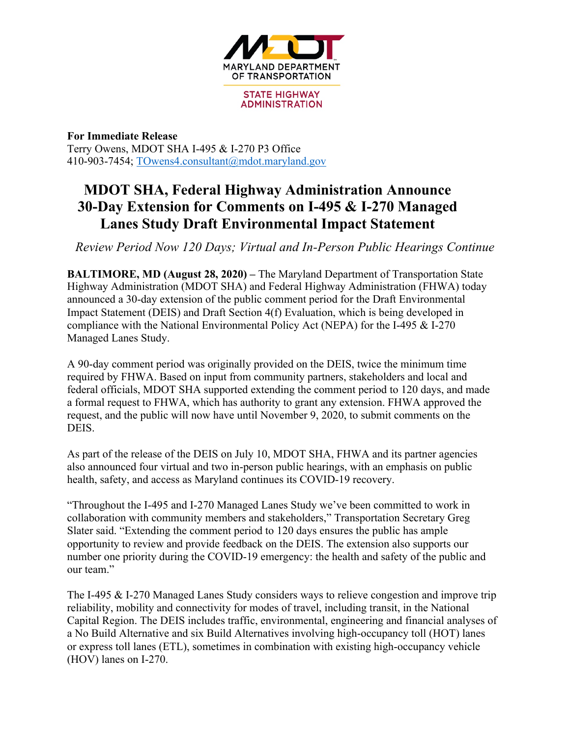MARYLAND DEPARTMENT OF TRANSPORTATION

STATE HIGHWAY ADMINISTRATION

**For Immediate Release**
Terry Owens, MDOT SHA I-495 & I-270 P3 Office
410-903-7454; TOwens4.consultant@mdot.maryland.gov

# MDOT SHA, Federal Highway Administration Announce 30-Day Extension for Comments on I-495 & I-270 Managed Lanes Study Draft Environmental Impact Statement

*Review Period Now 120 Days; Virtual and In-Person Public Hearings Continue*

**BALTIMORE, MD (August 28, 2020) –** The Maryland Department of Transportation State Highway Administration (MDOT SHA) and Federal Highway Administration (FHWA) today announced a 30-day extension of the public comment period for the Draft Environmental Impact Statement (DEIS) and Draft Section 4(f) Evaluation, which is being developed in compliance with the National Environmental Policy Act (NEPA) for the I-495 & I-270 Managed Lanes Study.

A 90-day comment period was originally provided on the DEIS, twice the minimum time required by FHWA. Based on input from community partners, stakeholders and local and federal officials, MDOT SHA supported extending the comment period to 120 days, and made a formal request to FHWA, which has authority to grant any extension. FHWA approved the request, and the public will now have until November 9, 2020, to submit comments on the DEIS.

As part of the release of the DEIS on July 10, MDOT SHA, FHWA and its partner agencies also announced four virtual and two in-person public hearings, with an emphasis on public health, safety, and access as Maryland continues its COVID-19 recovery.

"Throughout the I-495 and I-270 Managed Lanes Study we've been committed to work in collaboration with community members and stakeholders," Transportation Secretary Greg Slater said. "Extending the comment period to 120 days ensures the public has ample opportunity to review and provide feedback on the DEIS. The extension also supports our number one priority during the COVID-19 emergency: the health and safety of the public and our team."

The I-495 & I-270 Managed Lanes Study considers ways to relieve congestion and improve trip reliability, mobility and connectivity for modes of travel, including transit, in the National Capital Region. The DEIS includes traffic, environmental, engineering and financial analyses of a No Build Alternative and six Build Alternatives involving high-occupancy toll (HOT) lanes or express toll lanes (ETL), sometimes in combination with existing high-occupancy vehicle (HOV) lanes on I-270.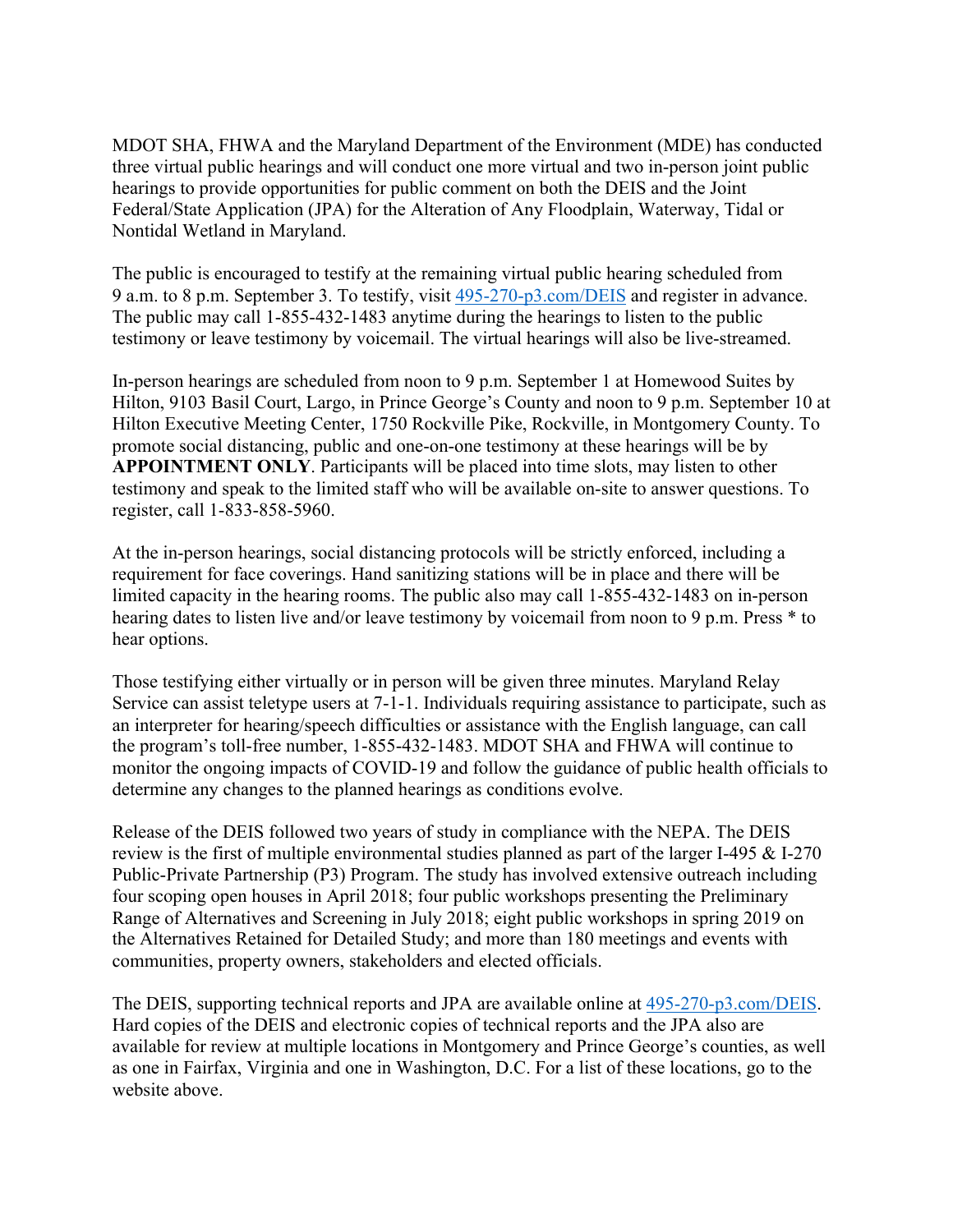MDOT SHA, FHWA and the Maryland Department of the Environment (MDE) has conducted three virtual public hearings and will conduct one more virtual and two in-person joint public hearings to provide opportunities for public comment on both the DEIS and the Joint Federal/State Application (JPA) for the Alteration of Any Floodplain, Waterway, Tidal or Nontidal Wetland in Maryland.

The public is encouraged to testify at the remaining virtual public hearing scheduled from 9 a.m. to 8 p.m. September 3. To testify, visit [495-270-p3.com/DEIS](495-270-p3.com/DEIS) and register in advance. The public may call 1-855-432-1483 anytime during the hearings to listen to the public testimony or leave testimony by voicemail. The virtual hearings will also be live-streamed.

In-person hearings are scheduled from noon to 9 p.m. September 1 at Homewood Suites by Hilton, 9103 Basil Court, Largo, in Prince George's County and noon to 9 p.m. September 10 at Hilton Executive Meeting Center, 1750 Rockville Pike, Rockville, in Montgomery County. To promote social distancing, public and one-on-one testimony at these hearings will be by **APPOINTMENT ONLY**. Participants will be placed into time slots, may listen to other testimony and speak to the limited staff who will be available on-site to answer questions. To register, call 1-833-858-5960.

At the in-person hearings, social distancing protocols will be strictly enforced, including a requirement for face coverings. Hand sanitizing stations will be in place and there will be limited capacity in the hearing rooms. The public also may call 1-855-432-1483 on in-person hearing dates to listen live and/or leave testimony by voicemail from noon to 9 p.m. Press * to hear options.

Those testifying either virtually or in person will be given three minutes. Maryland Relay Service can assist teletype users at 7-1-1. Individuals requiring assistance to participate, such as an interpreter for hearing/speech difficulties or assistance with the English language, can call the program's toll-free number, 1-855-432-1483. MDOT SHA and FHWA will continue to monitor the ongoing impacts of COVID-19 and follow the guidance of public health officials to determine any changes to the planned hearings as conditions evolve.

Release of the DEIS followed two years of study in compliance with the NEPA. The DEIS review is the first of multiple environmental studies planned as part of the larger I-495 & I-270 Public-Private Partnership (P3) Program. The study has involved extensive outreach including four scoping open houses in April 2018; four public workshops presenting the Preliminary Range of Alternatives and Screening in July 2018; eight public workshops in spring 2019 on the Alternatives Retained for Detailed Study; and more than 180 meetings and events with communities, property owners, stakeholders and elected officials.

The DEIS, supporting technical reports and JPA are available online at [495-270-p3.com/DEIS](495-270-p3.com/DEIS). Hard copies of the DEIS and electronic copies of technical reports and the JPA also are available for review at multiple locations in Montgomery and Prince George's counties, as well as one in Fairfax, Virginia and one in Washington, D.C. For a list of these locations, go to the website above.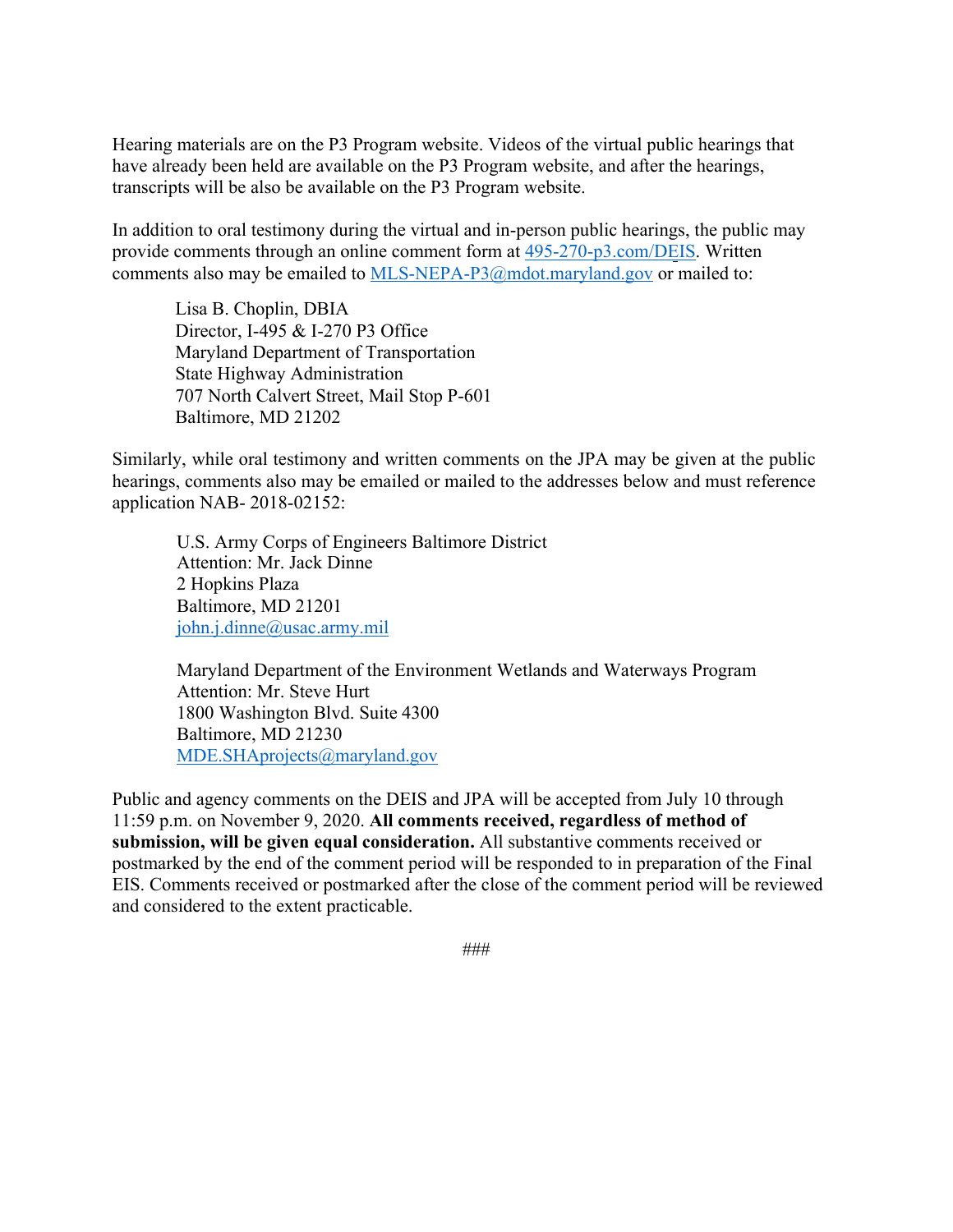Hearing materials are on the P3 Program website. Videos of the virtual public hearings that have already been held are available on the P3 Program website, and after the hearings, transcripts will be also be available on the P3 Program website.

In addition to oral testimony during the virtual and in-person public hearings, the public may provide comments through an online comment form at 495-270-p3.com/DEIS. Written comments also may be emailed to MLS-NEPA-P3@mdot.maryland.gov or mailed to:

Lisa B. Choplin, DBIA
Director, I-495 & I-270 P3 Office
Maryland Department of Transportation
State Highway Administration
707 North Calvert Street, Mail Stop P-601
Baltimore, MD 21202

Similarly, while oral testimony and written comments on the JPA may be given at the public hearings, comments also may be emailed or mailed to the addresses below and must reference application NAB- 2018-02152:

U.S. Army Corps of Engineers Baltimore District
Attention: Mr. Jack Dinne
2 Hopkins Plaza
Baltimore, MD 21201
john.j.dinne@usac.army.mil

Maryland Department of the Environment Wetlands and Waterways Program
Attention: Mr. Steve Hurt
1800 Washington Blvd. Suite 4300
Baltimore, MD 21230
MDE.SHAprojects@maryland.gov

Public and agency comments on the DEIS and JPA will be accepted from July 10 through 11:59 p.m. on November 9, 2020. **All comments received, regardless of method of submission, will be given equal consideration.** All substantive comments received or postmarked by the end of the comment period will be responded to in preparation of the Final EIS. Comments received or postmarked after the close of the comment period will be reviewed and considered to the extent practicable.

###